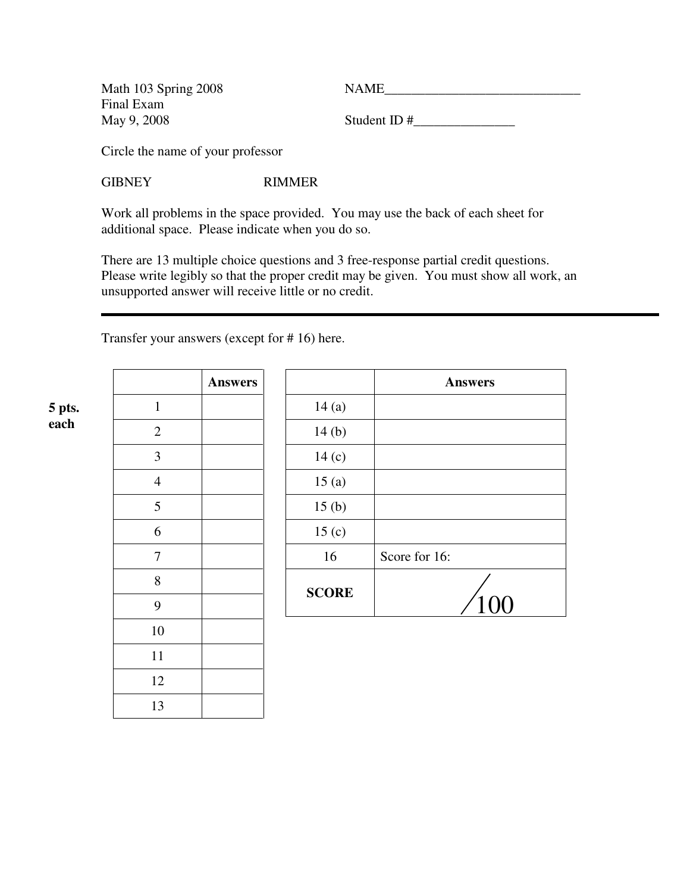Math 103 Spring 2008
Final Exam
May 9, 2008

NAME______________________________

Student ID #_______________

Circle the name of your professor

GIBNEY RIMMER

Work all problems in the space provided. You may use the back of each sheet for additional space. Please indicate when you do so.

There are 13 multiple choice questions and 3 free-response partial credit questions. Please write legibly so that the proper credit may be given. You must show all work, an unsupported answer will receive little or no credit.

---

Transfer your answers (except for # 16) here.

**5 pts. each**

| | **Answers** |
|---|---|
| 1 | |
| 2 | |
| 3 | |
| 4 | |
| 5 | |
| 6 | |
| 7 | |
| 8 | |
| 9 | |
| 10 | |
| 11 | |
| 12 | |
| 13 | |

| | **Answers** |
|---|---|
| 14 (a) | |
| 14 (b) | |
| 14 (c) | |
| 15 (a) | |
| 15 (b) | |
| 15 (c) | |
| 16 | Score for 16: |
| **SCORE** | /100 |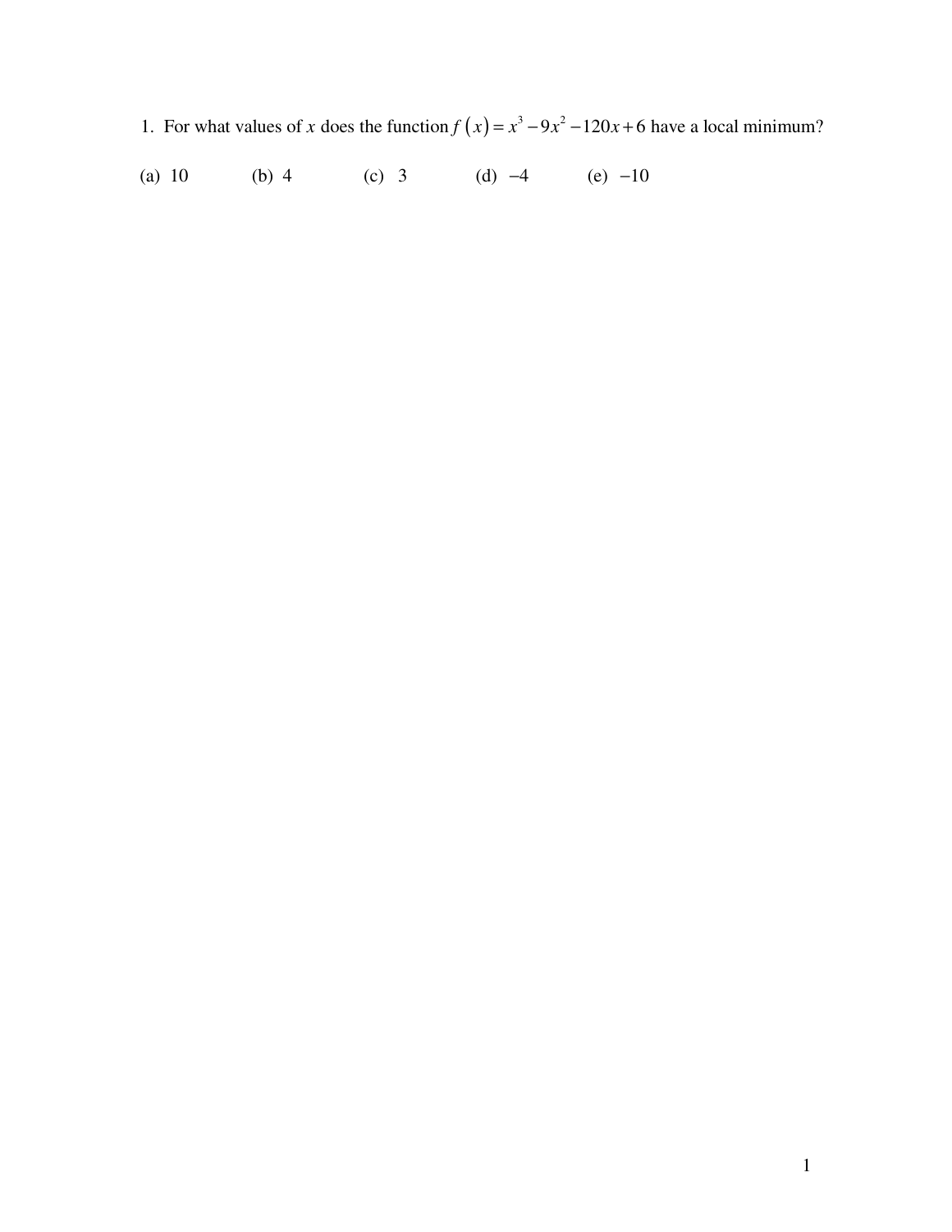1. For what values of $x$ does the function $f(x) = x^3 - 9x^2 - 120x + 6$ have a local minimum?

(a) 10 (b) 4 (c) 3 (d) $-4$ (e) $-10$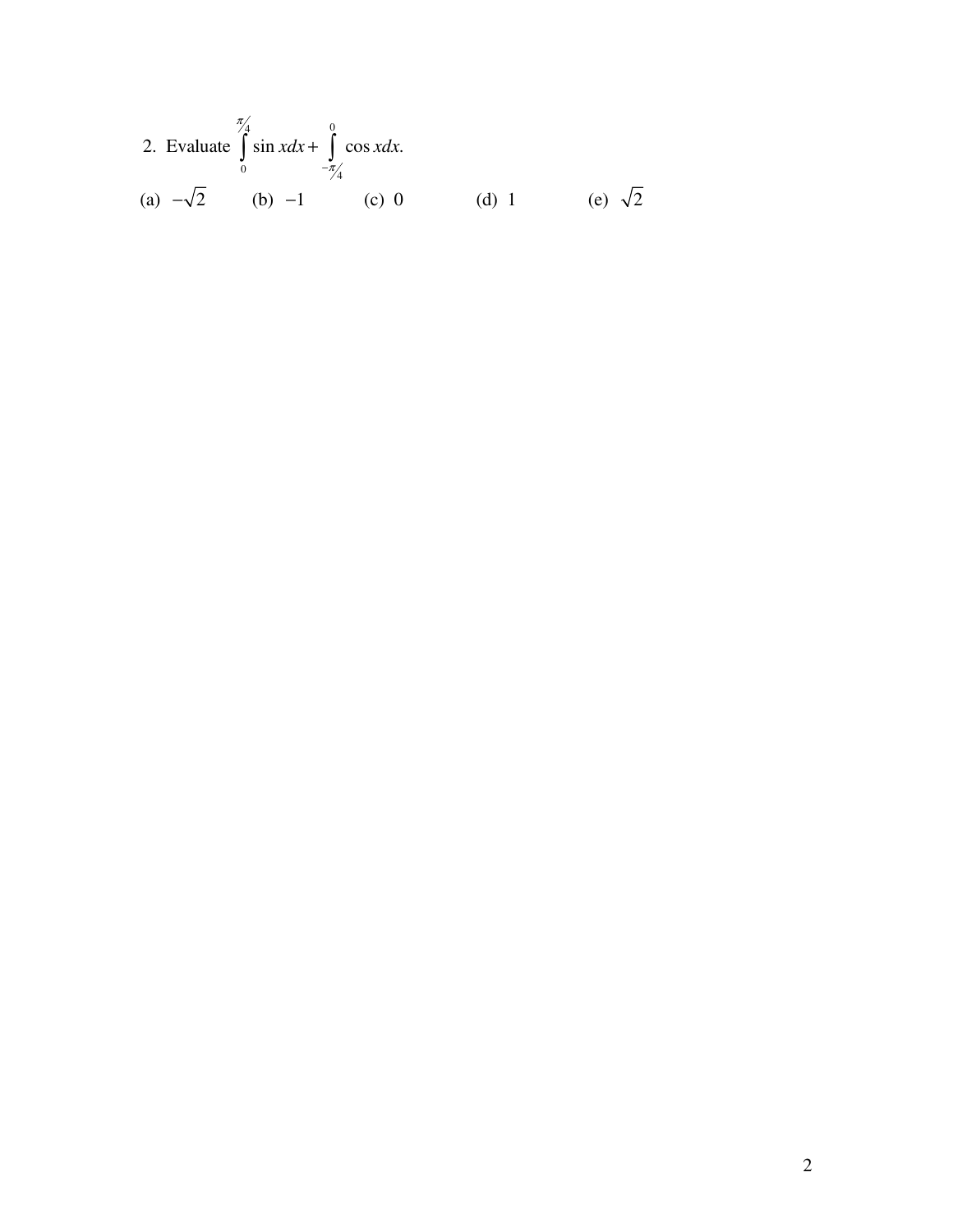2. Evaluate $\int_{0}^{\pi/4} \sin x dx + \int_{-\pi/4}^{0} \cos x dx.$

(a) $-\sqrt{2}$ (b) $-1$ (c) $0$ (d) $1$ (e) $\sqrt{2}$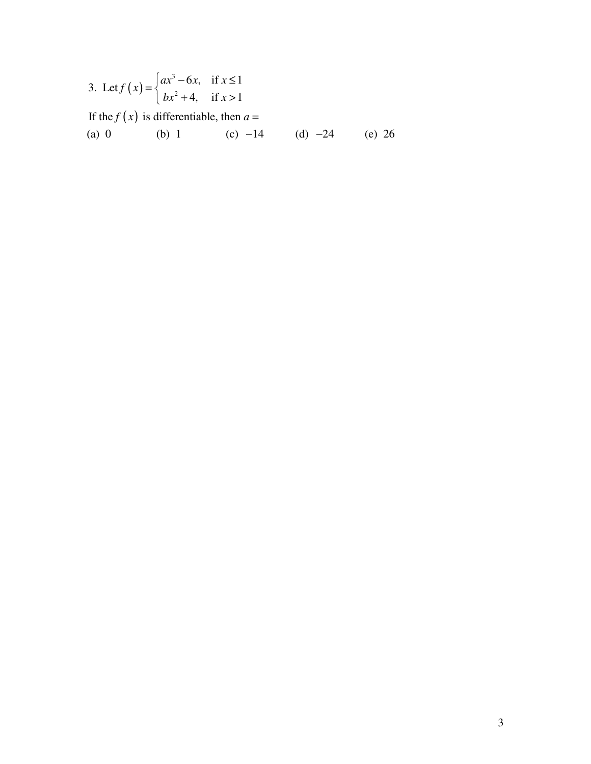3. Let $f(x) = \begin{cases} ax^3 - 6x, & \text{if } x \le 1 \\ bx^2 + 4, & \text{if } x > 1 \end{cases}$

If the $f(x)$ is differentiable, then $a =$

(a) $0$ (b) $1$ (c) $-14$ (d) $-24$ (e) $26$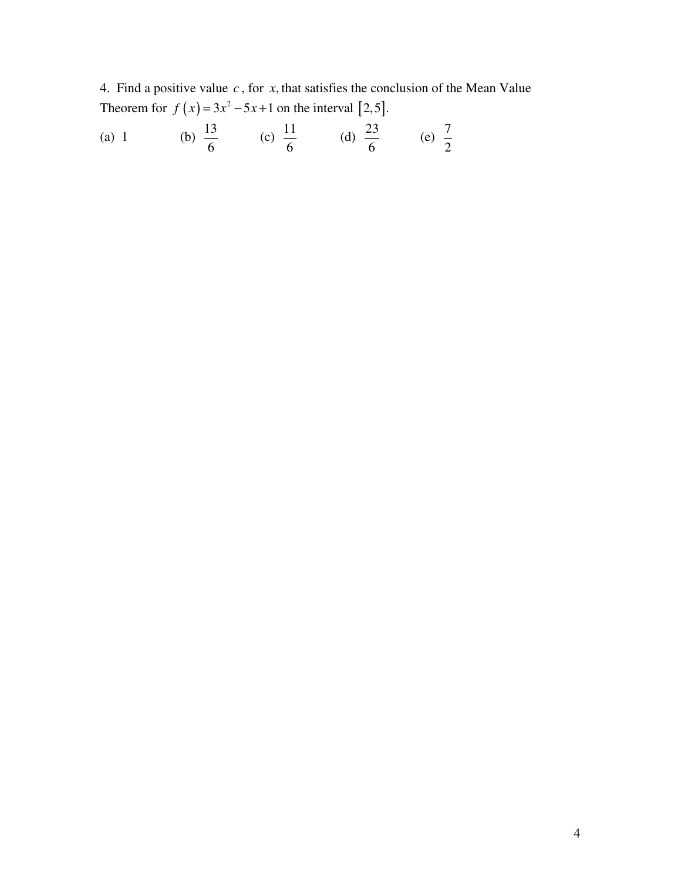4. Find a positive value $c$, for $x$, that satisfies the conclusion of the Mean Value Theorem for $f(x) = 3x^2 - 5x + 1$ on the interval $[2,5]$.

(a) 1 (b) $\frac{13}{6}$ (c) $\frac{11}{6}$ (d) $\frac{23}{6}$ (e) $\frac{7}{2}$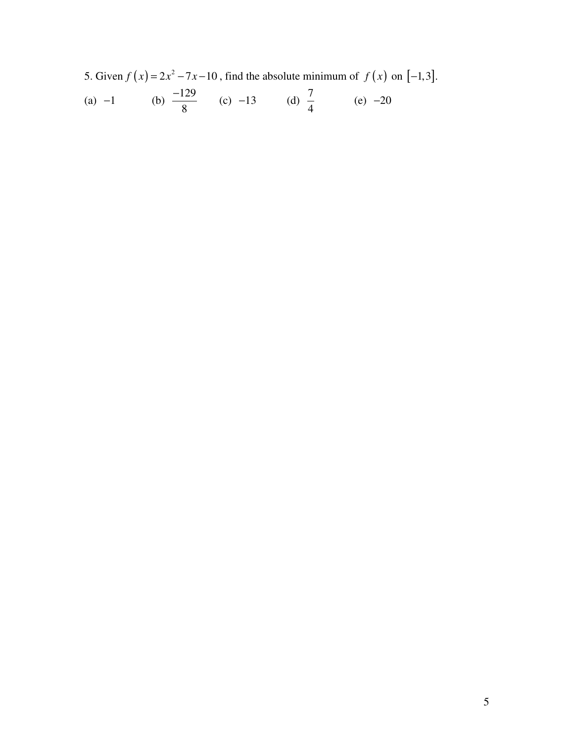5. Given $f(x) = 2x^2 - 7x - 10$, find the absolute minimum of $f(x)$ on $[-1, 3]$.

(a) $-1$ (b) $\frac{-129}{8}$ (c) $-13$ (d) $\frac{7}{4}$ (e) $-20$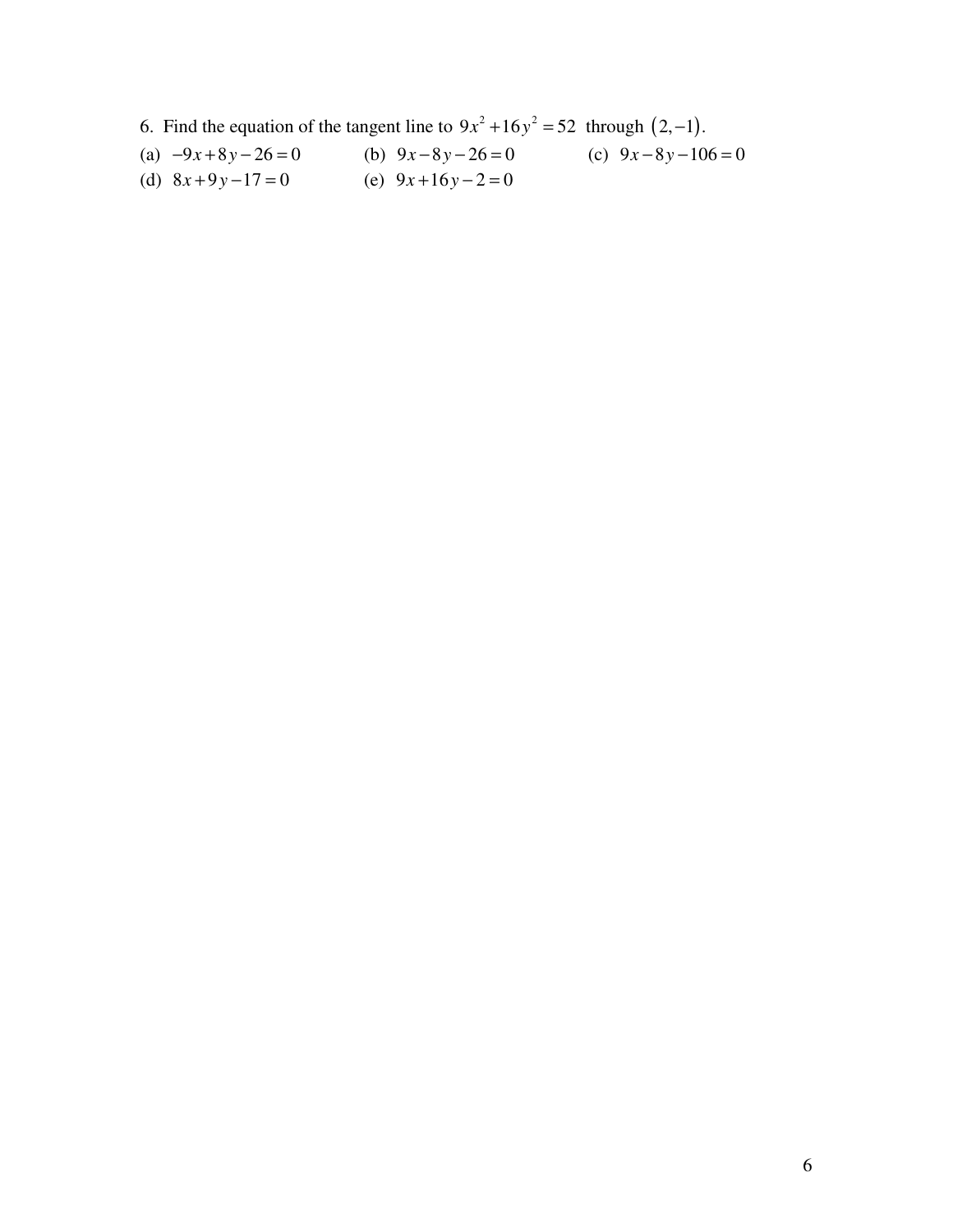6. Find the equation of the tangent line to $9x^2 + 16y^2 = 52$ through $(2, -1)$.

(a) $-9x + 8y - 26 = 0$ (b) $9x - 8y - 26 = 0$ (c) $9x - 8y - 106 = 0$

(d) $8x + 9y - 17 = 0$ (e) $9x + 16y - 2 = 0$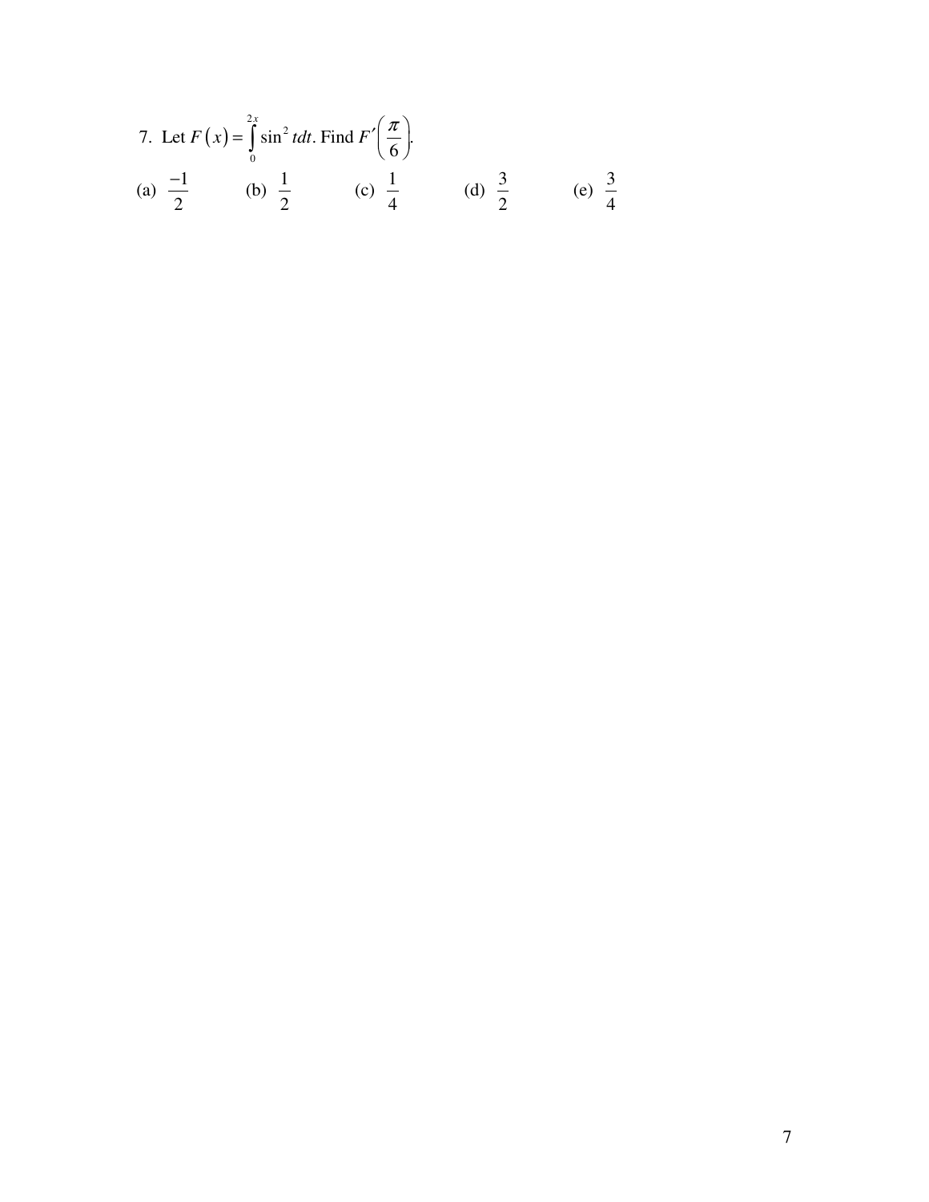7. Let $F(x) = \int_0^{2x} \sin^2 t\,dt$. Find $F'\left(\frac{\pi}{6}\right)$.

(a) $\frac{-1}{2}$ (b) $\frac{1}{2}$ (c) $\frac{1}{4}$ (d) $\frac{3}{2}$ (e) $\frac{3}{4}$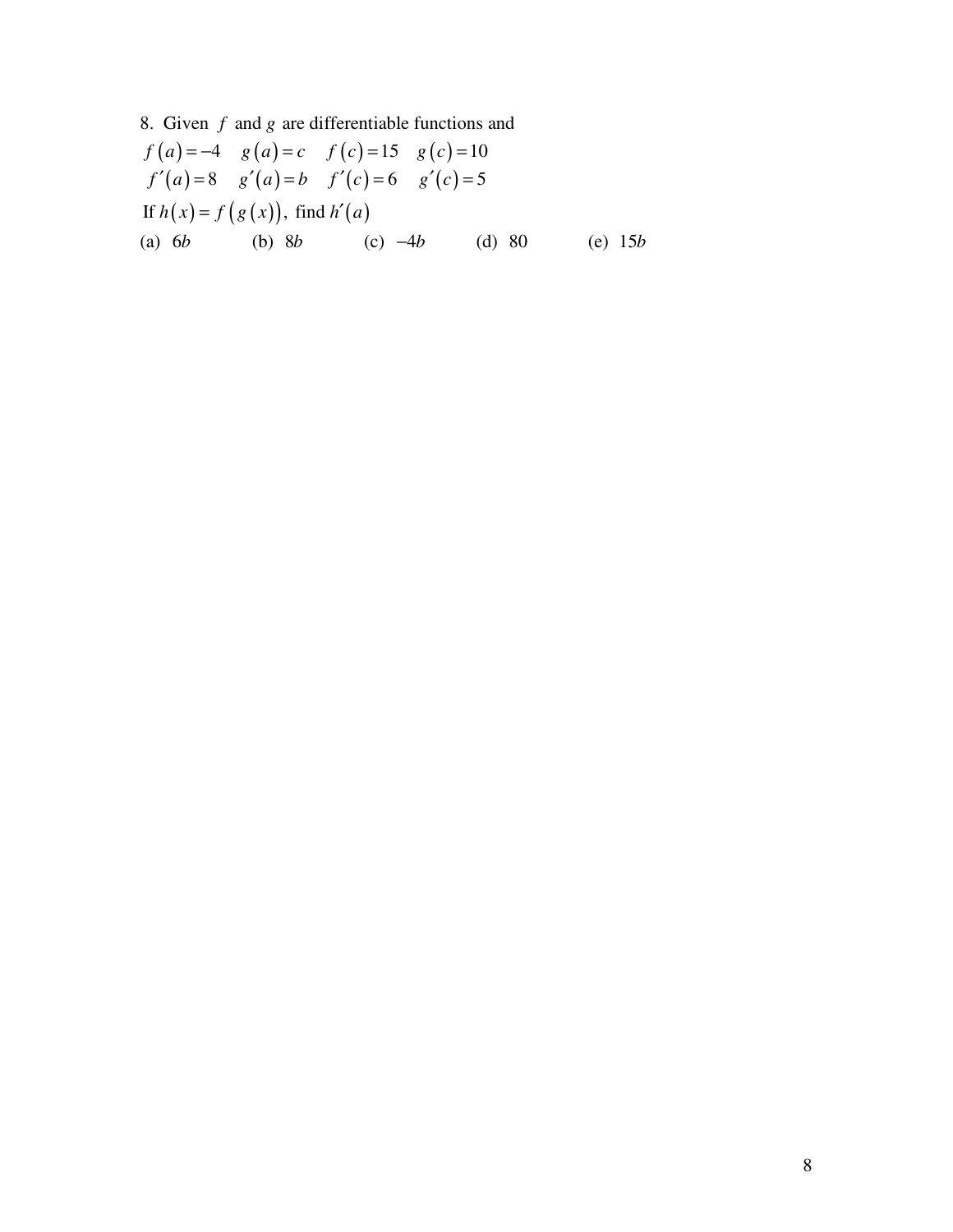8. Given $f$ and $g$ are differentiable functions and

$f(a) = -4 \quad g(a) = c \quad f(c) = 15 \quad g(c) = 10$

$f'(a) = 8 \quad g'(a) = b \quad f'(c) = 6 \quad g'(c) = 5$

If $h(x) = f(g(x))$, find $h'(a)$

(a) $6b$ (b) $8b$ (c) $-4b$ (d) $80$ (e) $15b$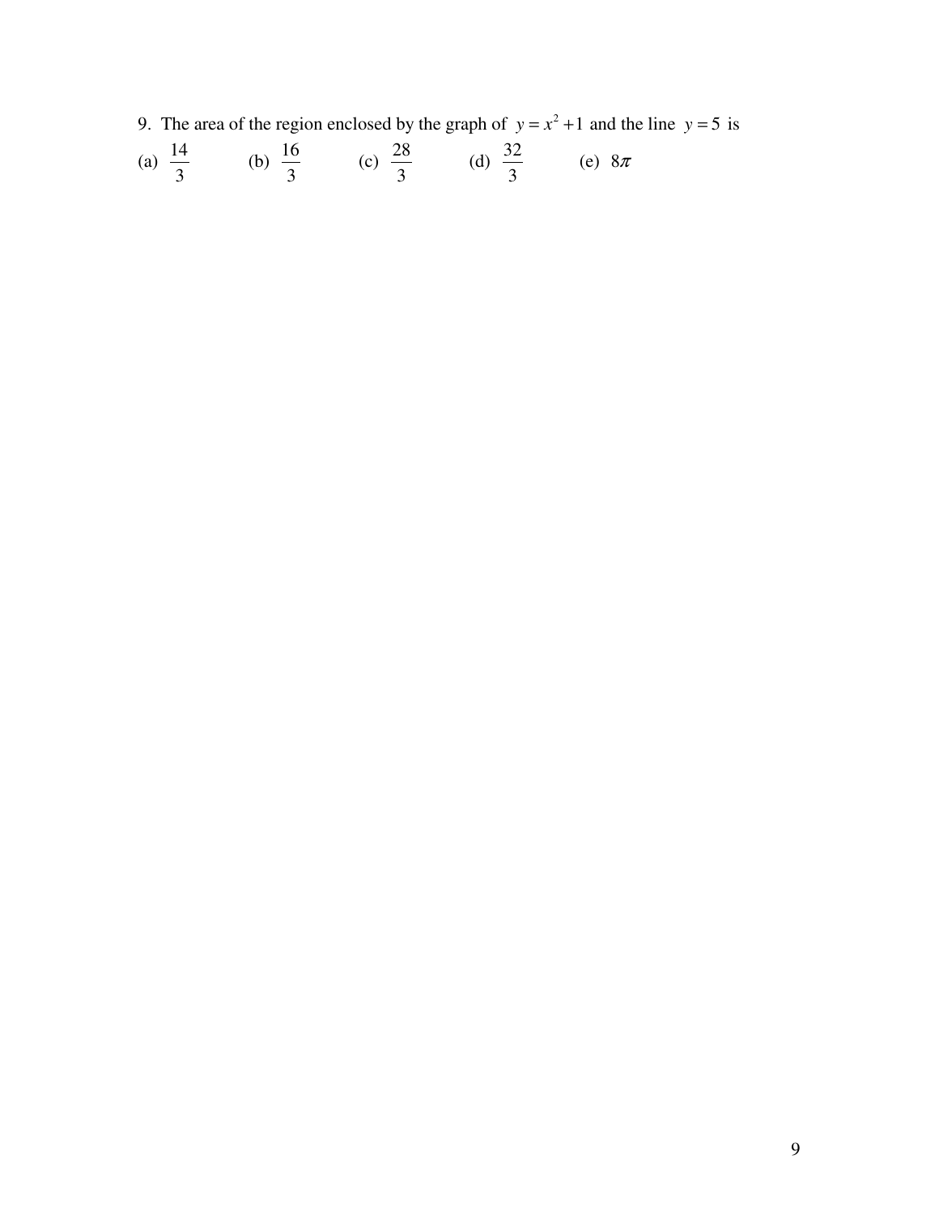9. The area of the region enclosed by the graph of $y = x^2 + 1$ and the line $y = 5$ is

(a) $\frac{14}{3}$ (b) $\frac{16}{3}$ (c) $\frac{28}{3}$ (d) $\frac{32}{3}$ (e) $8\pi$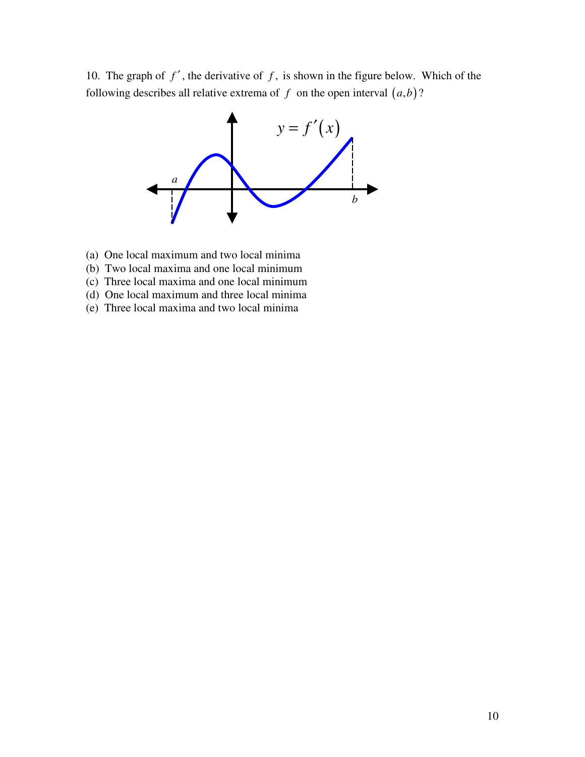10. The graph of $f'$, the derivative of $f$, is shown in the figure below. Which of the following describes all relative extrema of $f$ on the open interval $(a,b)$?

(a) One local maximum and two local minima
(b) Two local maxima and one local minimum
(c) Three local maxima and one local minimum
(d) One local maximum and three local minima
(e) Three local maxima and two local minima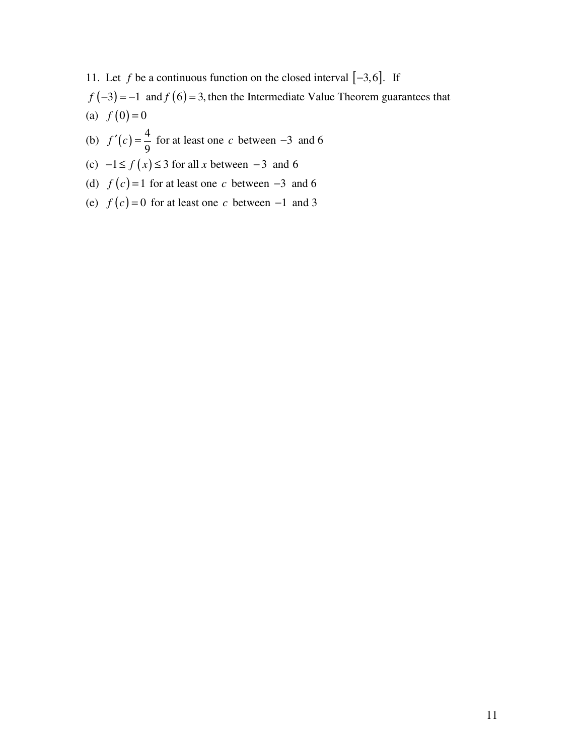11. Let $f$ be a continuous function on the closed interval $[-3, 6]$. If $f(-3) = -1$ and $f(6) = 3$, then the Intermediate Value Theorem guarantees that

(a) $f(0) = 0$

(b) $f'(c) = \frac{4}{9}$ for at least one $c$ between $-3$ and 6

(c) $-1 \leq f(x) \leq 3$ for all $x$ between $-3$ and 6

(d) $f(c) = 1$ for at least one $c$ between $-3$ and 6

(e) $f(c) = 0$ for at least one $c$ between $-1$ and 3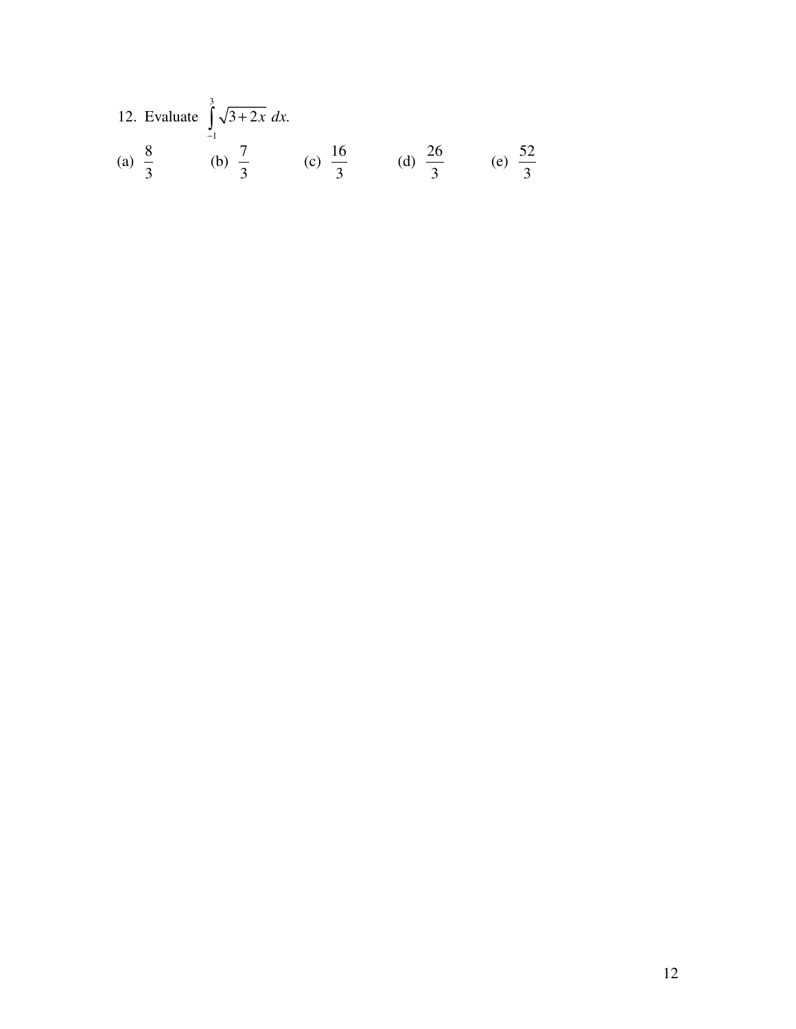12. Evaluate $\int_{-1}^{3} \sqrt{3+2x}\ dx$.

(a) $\frac{8}{3}$ (b) $\frac{7}{3}$ (c) $\frac{16}{3}$ (d) $\frac{26}{3}$ (e) $\frac{52}{3}$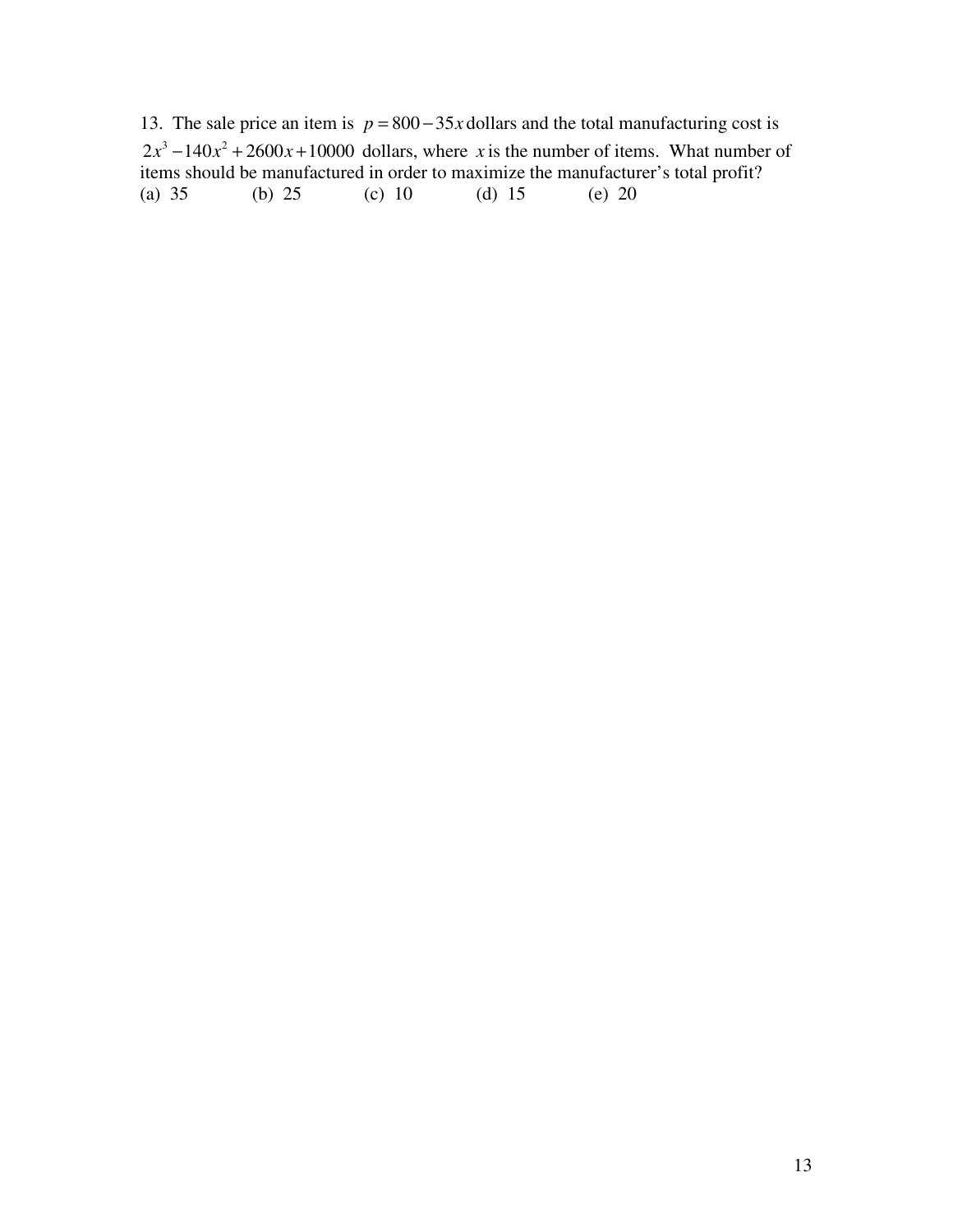13. The sale price an item is $p = 800 - 35x$ dollars and the total manufacturing cost is $2x^3 - 140x^2 + 2600x + 10000$ dollars, where $x$ is the number of items. What number of items should be manufactured in order to maximize the manufacturer's total profit?

(a) 35 (b) 25 (c) 10 (d) 15 (e) 20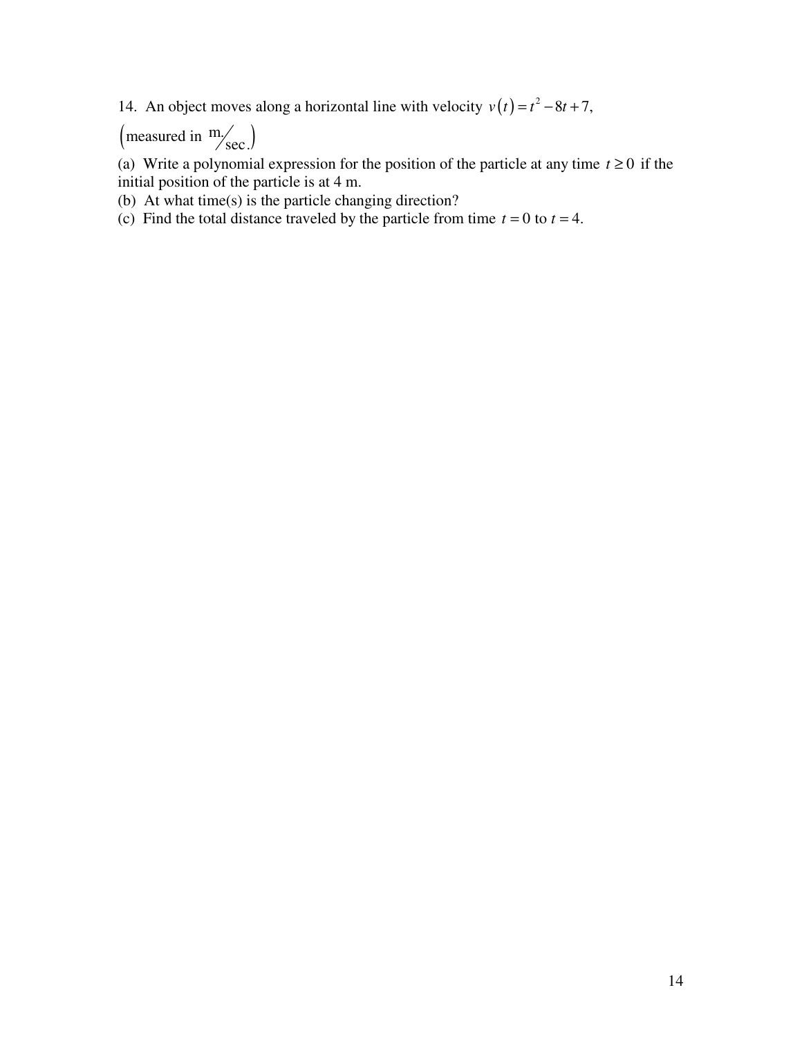14. An object moves along a horizontal line with velocity $v(t) = t^2 - 8t + 7$, $\left(\text{measured in } \text{m}/\text{sec.}\right)$

(a) Write a polynomial expression for the position of the particle at any time $t \geq 0$ if the initial position of the particle is at 4 m.

(b) At what time(s) is the particle changing direction?

(c) Find the total distance traveled by the particle from time $t = 0$ to $t = 4$.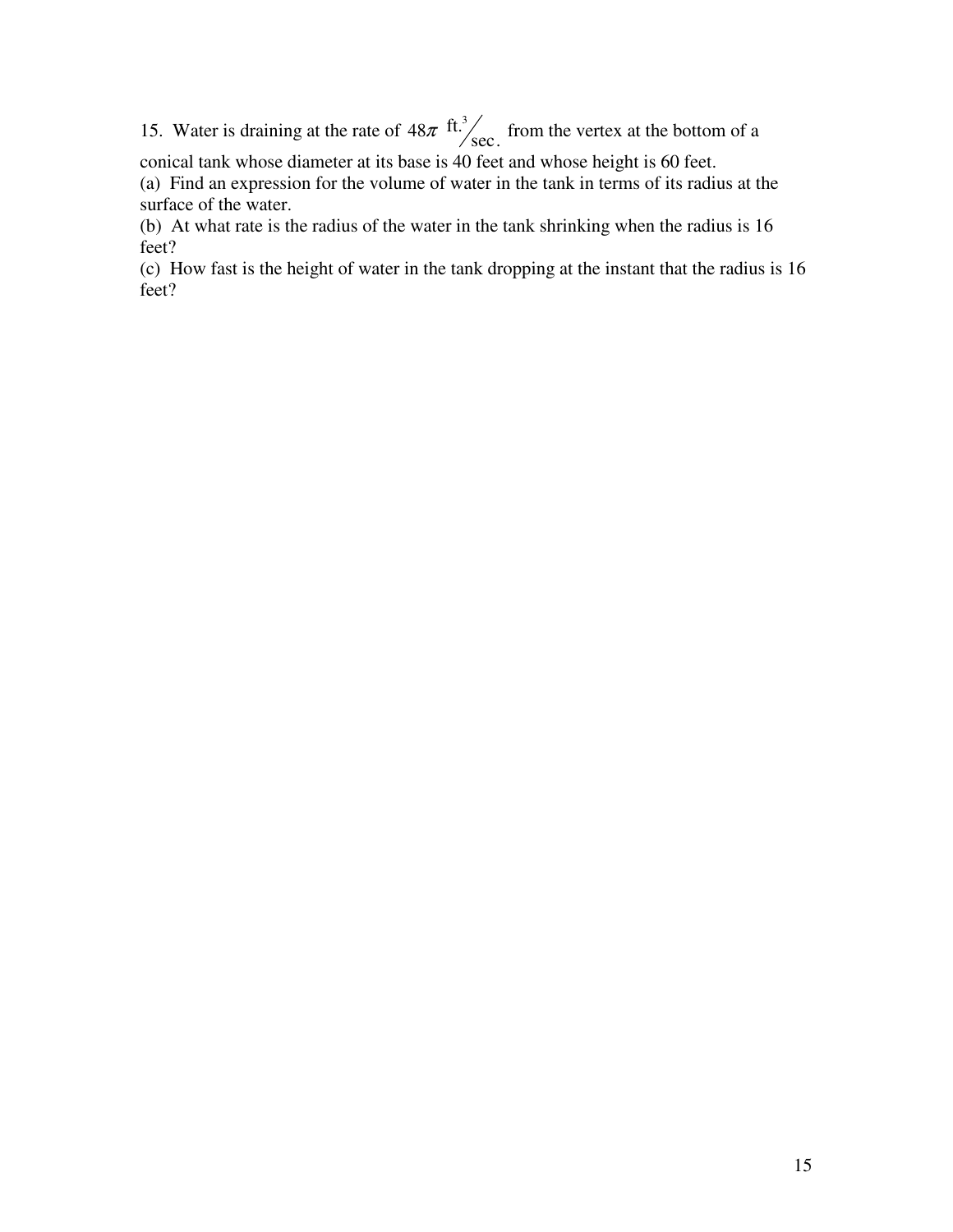15. Water is draining at the rate of $48\pi \ {}^{\text{ft.}^3}\!/_{\text{sec.}}$ from the vertex at the bottom of a conical tank whose diameter at its base is 40 feet and whose height is 60 feet.

(a) Find an expression for the volume of water in the tank in terms of its radius at the surface of the water.

(b) At what rate is the radius of the water in the tank shrinking when the radius is 16 feet?

(c) How fast is the height of water in the tank dropping at the instant that the radius is 16 feet?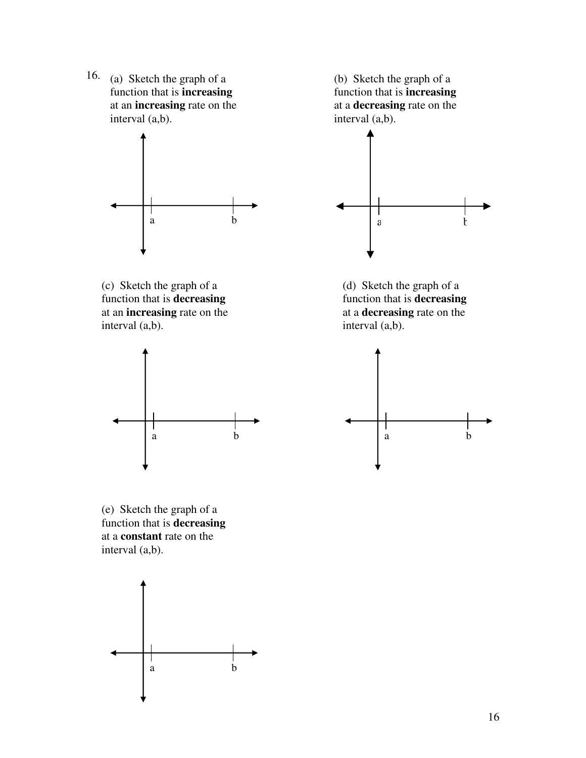16. (a) Sketch the graph of a function that is **increasing** at an **increasing** rate on the interval (a,b).

a

b

(b) Sketch the graph of a function that is **increasing** at a **decreasing** rate on the interval (a,b).

a

b

(c) Sketch the graph of a function that is **decreasing** at an **increasing** rate on the interval (a,b).

a

b

(d) Sketch the graph of a function that is **decreasing** at a **decreasing** rate on the interval (a,b).

a

b

(e) Sketch the graph of a function that is **decreasing** at a **constant** rate on the interval (a,b).

a

b